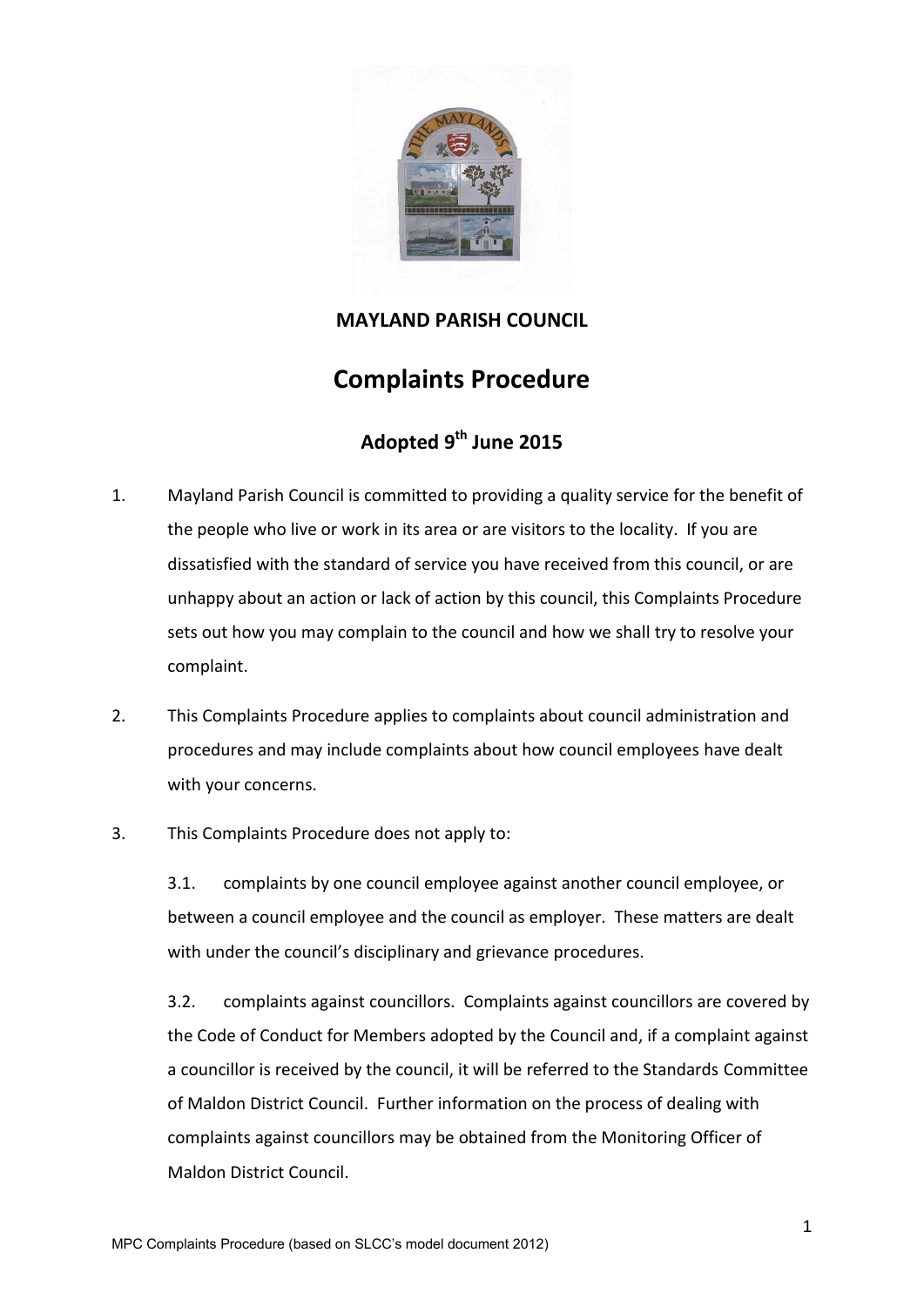# MAYLAND PARISH COUNCIL

## Complaints Procedure

### Adopted 9th June 2015

1. Mayland Parish Council is committed to providing a quality service for the benefit of the people who live or work in its area or are visitors to the locality. If you are dissatisfied with the standard of service you have received from this council, or are unhappy about an action or lack of action by this council, this Complaints Procedure sets out how you may complain to the council and how we shall try to resolve your complaint.

2. This Complaints Procedure applies to complaints about council administration and procedures and may include complaints about how council employees have dealt with your concerns.

3. This Complaints Procedure does not apply to:

   3.1. complaints by one council employee against another council employee, or between a council employee and the council as employer. These matters are dealt with under the council's disciplinary and grievance procedures.

   3.2. complaints against councillors. Complaints against councillors are covered by the Code of Conduct for Members adopted by the Council and, if a complaint against a councillor is received by the council, it will be referred to the Standards Committee of Maldon District Council. Further information on the process of dealing with complaints against councillors may be obtained from the Monitoring Officer of Maldon District Council.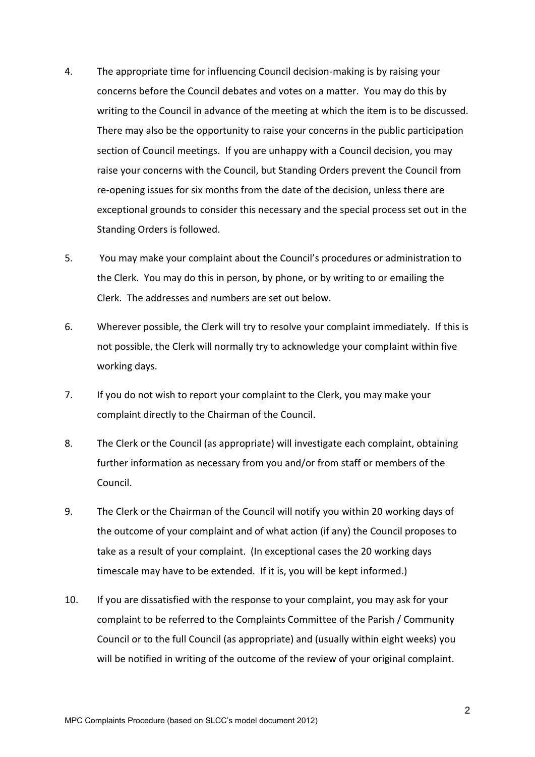4. The appropriate time for influencing Council decision-making is by raising your concerns before the Council debates and votes on a matter. You may do this by writing to the Council in advance of the meeting at which the item is to be discussed. There may also be the opportunity to raise your concerns in the public participation section of Council meetings. If you are unhappy with a Council decision, you may raise your concerns with the Council, but Standing Orders prevent the Council from re-opening issues for six months from the date of the decision, unless there are exceptional grounds to consider this necessary and the special process set out in the Standing Orders is followed.

5. You may make your complaint about the Council's procedures or administration to the Clerk. You may do this in person, by phone, or by writing to or emailing the Clerk. The addresses and numbers are set out below.

6. Wherever possible, the Clerk will try to resolve your complaint immediately. If this is not possible, the Clerk will normally try to acknowledge your complaint within five working days.

7. If you do not wish to report your complaint to the Clerk, you may make your complaint directly to the Chairman of the Council.

8. The Clerk or the Council (as appropriate) will investigate each complaint, obtaining further information as necessary from you and/or from staff or members of the Council.

9. The Clerk or the Chairman of the Council will notify you within 20 working days of the outcome of your complaint and of what action (if any) the Council proposes to take as a result of your complaint. (In exceptional cases the 20 working days timescale may have to be extended. If it is, you will be kept informed.)

10. If you are dissatisfied with the response to your complaint, you may ask for your complaint to be referred to the Complaints Committee of the Parish / Community Council or to the full Council (as appropriate) and (usually within eight weeks) you will be notified in writing of the outcome of the review of your original complaint.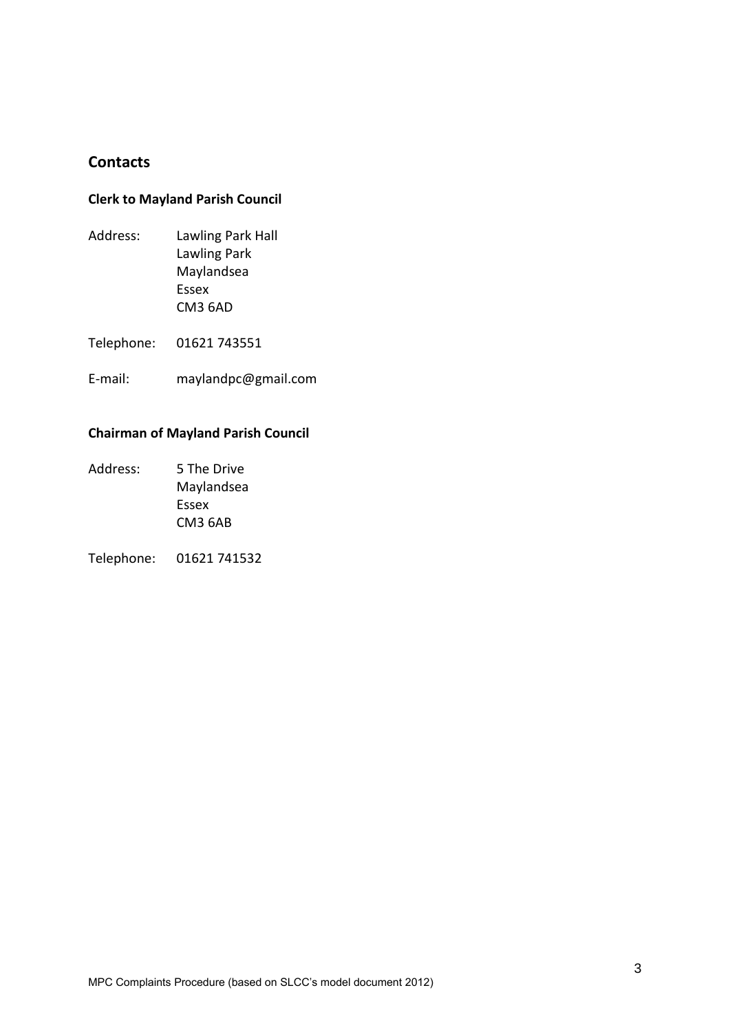## Contacts

### Clerk to Mayland Parish Council

Address: Lawling Park Hall
Lawling Park
Maylandsea
Essex
CM3 6AD

Telephone: 01621 743551

E-mail: maylandpc@gmail.com

### Chairman of Mayland Parish Council

Address: 5 The Drive
Maylandsea
Essex
CM3 6AB

Telephone: 01621 741532